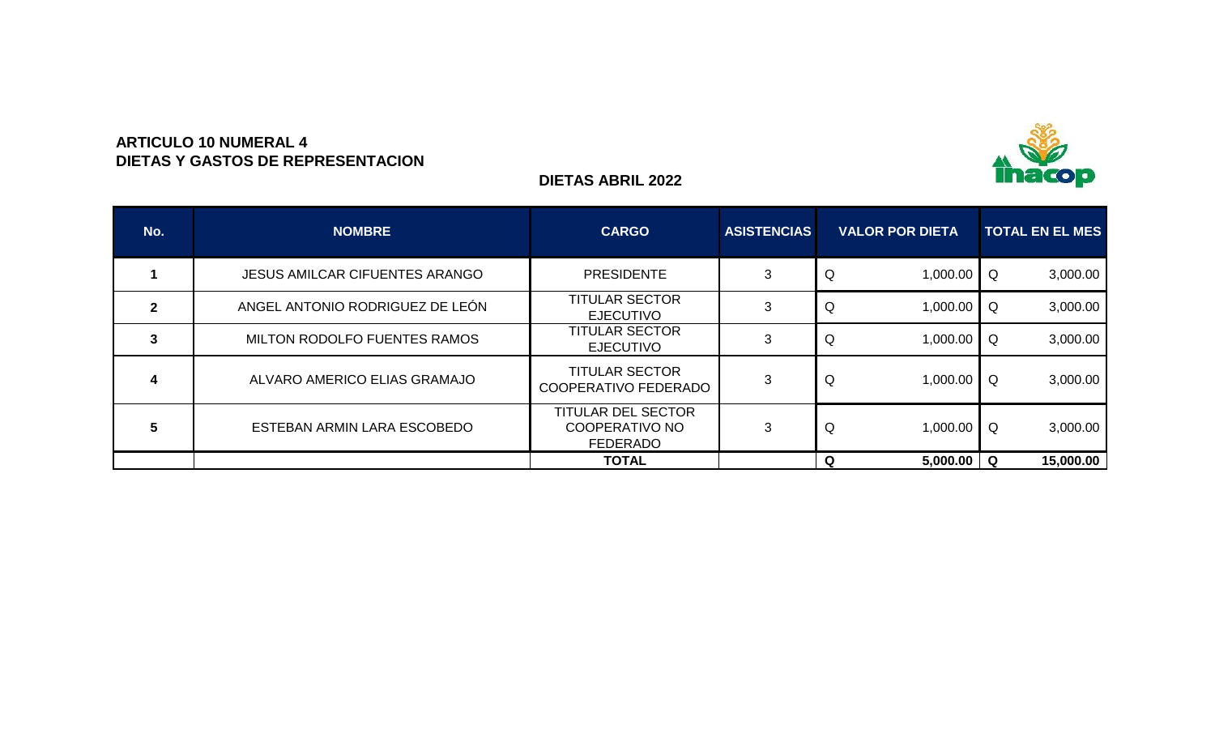**ARTICULO 10 NUMERAL 4**
**DIETAS Y GASTOS DE REPRESENTACION**

**DIETAS ABRIL 2022**

| No. | NOMBRE | CARGO | ASISTENCIAS | VALOR POR DIETA | TOTAL EN EL MES |
|---|---|---|---|---|---|
| 1 | JESUS AMILCAR CIFUENTES ARANGO | PRESIDENTE | 3 | Q 1,000.00 | Q 3,000.00 |
| 2 | ANGEL ANTONIO RODRIGUEZ DE LEÓN | TITULAR SECTOR EJECUTIVO | 3 | Q 1,000.00 | Q 3,000.00 |
| 3 | MILTON RODOLFO FUENTES RAMOS | TITULAR SECTOR EJECUTIVO | 3 | Q 1,000.00 | Q 3,000.00 |
| 4 | ALVARO AMERICO ELIAS GRAMAJO | TITULAR SECTOR COOPERATIVO FEDERADO | 3 | Q 1,000.00 | Q 3,000.00 |
| 5 | ESTEBAN ARMIN LARA ESCOBEDO | TITULAR DEL SECTOR COOPERATIVO NO FEDERADO | 3 | Q 1,000.00 | Q 3,000.00 |
| | | **TOTAL** | | **Q 5,000.00** | **Q 15,000.00** |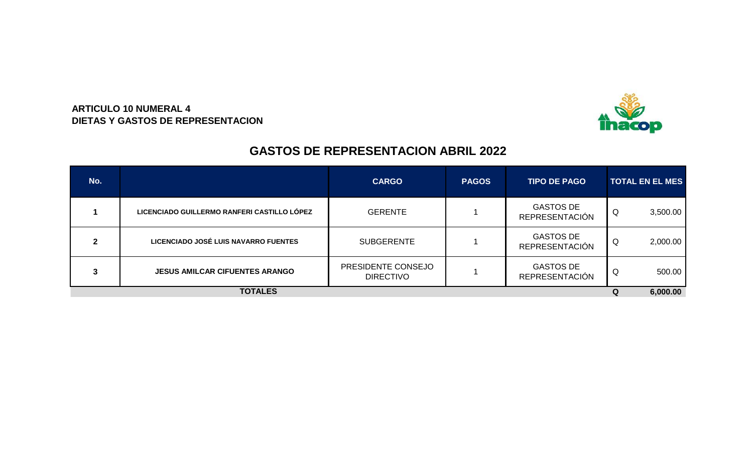**ARTICULO 10 NUMERAL 4**
**DIETAS Y GASTOS DE REPRESENTACION**

## GASTOS DE REPRESENTACION ABRIL 2022

| No. | | CARGO | PAGOS | TIPO DE PAGO | TOTAL EN EL MES |
|---|---|---|---|---|---|
| 1 | LICENCIADO GUILLERMO RANFERI CASTILLO LÓPEZ | GERENTE | 1 | GASTOS DE REPRESENTACIÓN | Q 3,500.00 |
| 2 | LICENCIADO JOSÉ LUIS NAVARRO FUENTES | SUBGERENTE | 1 | GASTOS DE REPRESENTACIÓN | Q 2,000.00 |
| 3 | JESUS AMILCAR CIFUENTES ARANGO | PRESIDENTE CONSEJO DIRECTIVO | 1 | GASTOS DE REPRESENTACIÓN | Q 500.00 |
| **TOTALES** | | | | | **Q 6,000.00** |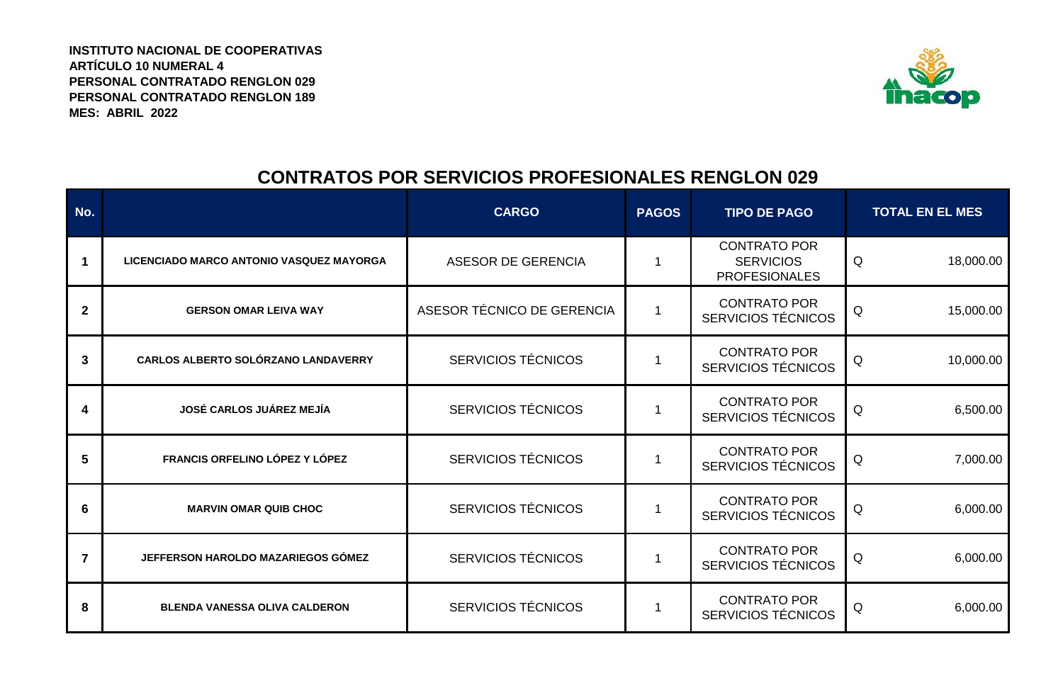**INSTITUTO NACIONAL DE COOPERATIVAS**
**ARTÍCULO 10 NUMERAL 4**
**PERSONAL CONTRATADO RENGLON 029**
**PERSONAL CONTRATADO RENGLON 189**
**MES: ABRIL 2022**

## CONTRATOS POR SERVICIOS PROFESIONALES RENGLON 029

| No. | | CARGO | PAGOS | TIPO DE PAGO | TOTAL EN EL MES |
|---|---|---|---|---|---|
| 1 | LICENCIADO MARCO ANTONIO VASQUEZ MAYORGA | ASESOR DE GERENCIA | 1 | CONTRATO POR SERVICIOS PROFESIONALES | Q 18,000.00 |
| 2 | GERSON OMAR LEIVA WAY | ASESOR TÉCNICO DE GERENCIA | 1 | CONTRATO POR SERVICIOS TÉCNICOS | Q 15,000.00 |
| 3 | CARLOS ALBERTO SOLÓRZANO LANDAVERRY | SERVICIOS TÉCNICOS | 1 | CONTRATO POR SERVICIOS TÉCNICOS | Q 10,000.00 |
| 4 | JOSÉ CARLOS JUÁREZ MEJÍA | SERVICIOS TÉCNICOS | 1 | CONTRATO POR SERVICIOS TÉCNICOS | Q 6,500.00 |
| 5 | FRANCIS ORFELINO LÓPEZ Y LÓPEZ | SERVICIOS TÉCNICOS | 1 | CONTRATO POR SERVICIOS TÉCNICOS | Q 7,000.00 |
| 6 | MARVIN OMAR QUIB CHOC | SERVICIOS TÉCNICOS | 1 | CONTRATO POR SERVICIOS TÉCNICOS | Q 6,000.00 |
| 7 | JEFFERSON HAROLDO MAZARIEGOS GÓMEZ | SERVICIOS TÉCNICOS | 1 | CONTRATO POR SERVICIOS TÉCNICOS | Q 6,000.00 |
| 8 | BLENDA VANESSA OLIVA CALDERON | SERVICIOS TÉCNICOS | 1 | CONTRATO POR SERVICIOS TÉCNICOS | Q 6,000.00 |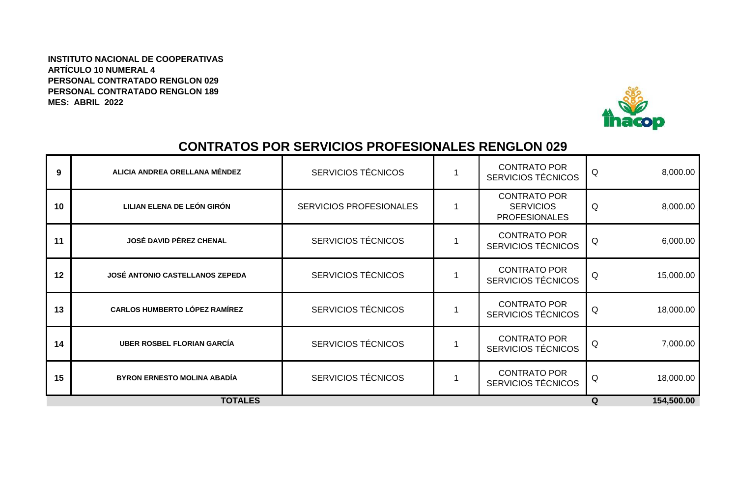**INSTITUTO NACIONAL DE COOPERATIVAS**
**ARTÍCULO 10 NUMERAL 4**
**PERSONAL CONTRATADO RENGLON 029**
**PERSONAL CONTRATADO RENGLON 189**
**MES: ABRIL 2022**

## CONTRATOS POR SERVICIOS PROFESIONALES RENGLON 029

| | | | | | | |
|---|---|---|---|---|---|---|
| **9** | **ALICIA ANDREA ORELLANA MÉNDEZ** | SERVICIOS TÉCNICOS | 1 | CONTRATO POR SERVICIOS TÉCNICOS | Q | 8,000.00 |
| **10** | **LILIAN ELENA DE LEÓN GIRÓN** | SERVICIOS PROFESIONALES | 1 | CONTRATO POR SERVICIOS PROFESIONALES | Q | 8,000.00 |
| **11** | **JOSÉ DAVID PÉREZ CHENAL** | SERVICIOS TÉCNICOS | 1 | CONTRATO POR SERVICIOS TÉCNICOS | Q | 6,000.00 |
| **12** | **JOSÉ ANTONIO CASTELLANOS ZEPEDA** | SERVICIOS TÉCNICOS | 1 | CONTRATO POR SERVICIOS TÉCNICOS | Q | 15,000.00 |
| **13** | **CARLOS HUMBERTO LÓPEZ RAMÍREZ** | SERVICIOS TÉCNICOS | 1 | CONTRATO POR SERVICIOS TÉCNICOS | Q | 18,000.00 |
| **14** | **UBER ROSBEL FLORIAN GARCÍA** | SERVICIOS TÉCNICOS | 1 | CONTRATO POR SERVICIOS TÉCNICOS | Q | 7,000.00 |
| **15** | **BYRON ERNESTO MOLINA ABADÍA** | SERVICIOS TÉCNICOS | 1 | CONTRATO POR SERVICIOS TÉCNICOS | Q | 18,000.00 |
| | **TOTALES** | | | | **Q** | **154,500.00** |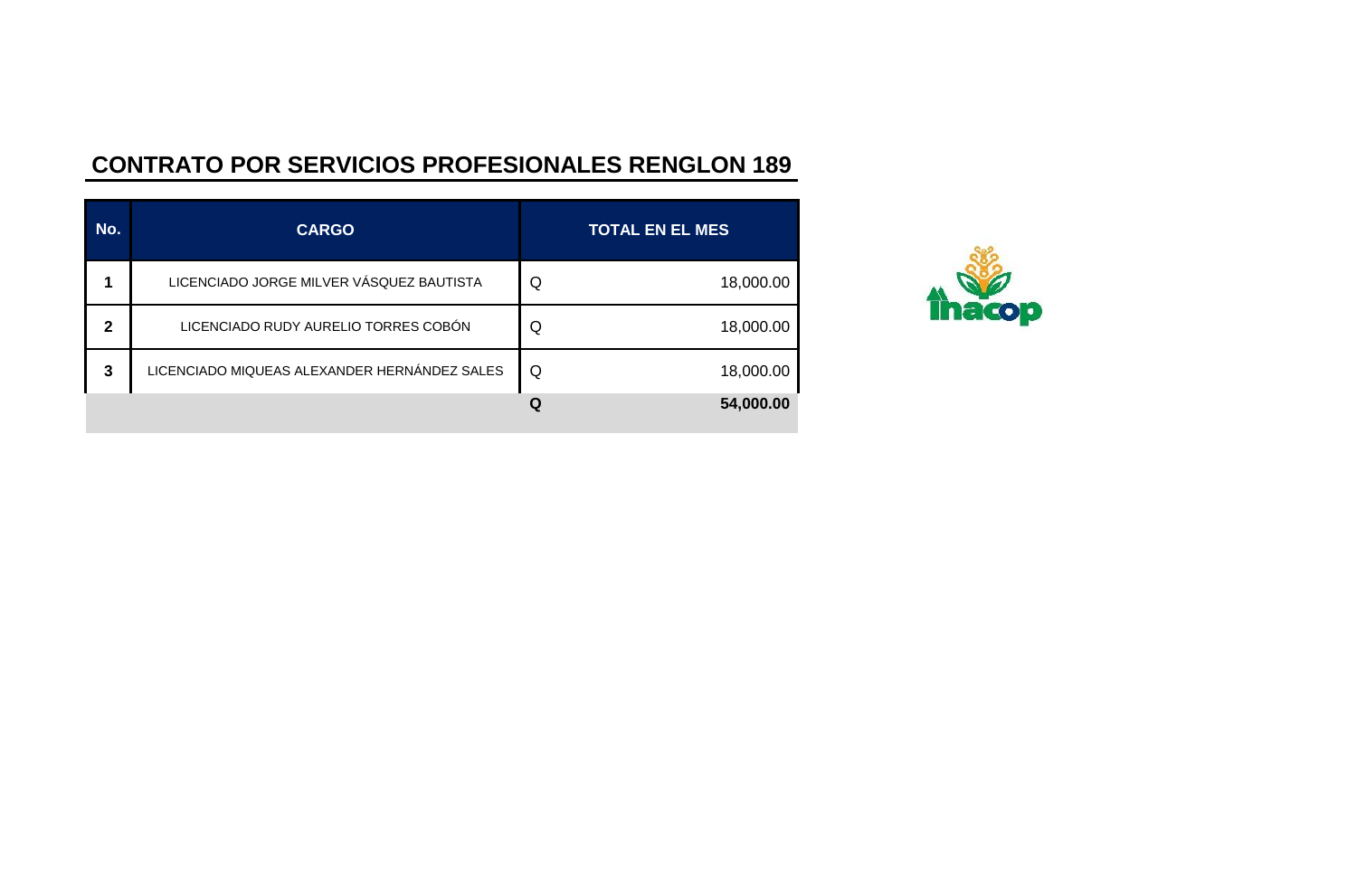## CONTRATO POR SERVICIOS PROFESIONALES RENGLON 189

| No. | CARGO | TOTAL EN EL MES | |
|---|---|---|---|
| 1 | LICENCIADO JORGE MILVER VÁSQUEZ BAUTISTA | Q | 18,000.00 |
| 2 | LICENCIADO RUDY AURELIO TORRES COBÓN | Q | 18,000.00 |
| 3 | LICENCIADO MIQUEAS ALEXANDER HERNÁNDEZ SALES | Q | 18,000.00 |
| | | **Q** | **54,000.00** |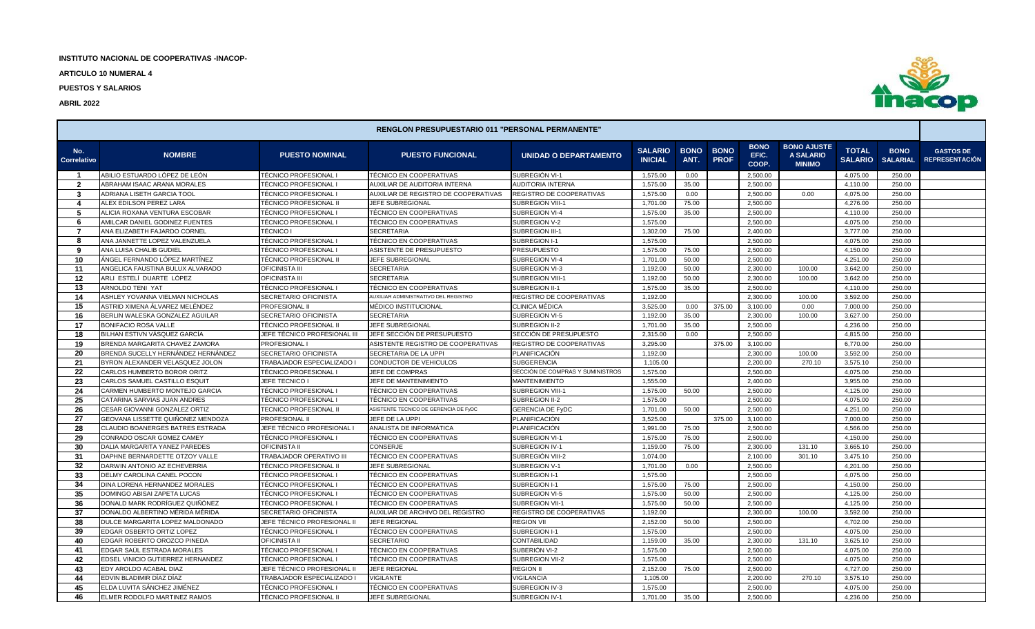**INSTITUTO NACIONAL DE COOPERATIVAS -INACOP-**

**ARTICULO 10 NUMERAL 4**

**PUESTOS Y SALARIOS**

**ABRIL 2022**

| RENGLON PRESUPUESTARIO 011 "PERSONAL PERMANENTE" | | | | | | | | | | | | | |
|---|---|---|---|---|---|---|---|---|---|---|---|---|---|
| No. Correlativo | NOMBRE | PUESTO NOMINAL | PUESTO FUNCIONAL | UNIDAD O DEPARTAMENTO | SALARIO INICIAL | BONO ANT. | BONO PROF | BONO EFIC. COOP. | BONO AJUSTE A SALARIO MINIMO | TOTAL SALARIO | BONO SALARIAL | GASTOS DE REPRESENTACIÓN |
| 1 | ABILIO ESTUARDO LÓPEZ DE LEÓN | TÉCNICO PROFESIONAL I | TÉCNICO EN COOPERATIVAS | SUBREGIÓN VI-1 | 1,575.00 | 0.00 | | 2,500.00 | | 4,075.00 | 250.00 | |
| 2 | ABRAHAM ISAAC ARANA MORALES | TÉCNICO PROFESIONAL I | AUXILIAR DE AUDITORIA INTERNA | AUDITORIA INTERNA | 1,575.00 | 35.00 | | 2,500.00 | | 4,110.00 | 250.00 | |
| 3 | ADRIANA LISETH GARCIA TOOL | TÉCNICO PROFESIONAL I | AUXILIAR DE REGISTRO DE COOPERATIVAS | REGISTRO DE COOPERATIVAS | 1,575.00 | 0.00 | | 2,500.00 | 0.00 | 4,075.00 | 250.00 | |
| 4 | ALEX EDILSON PEREZ LARA | TÉCNICO PROFESIONAL II | JEFE SUBREGIONAL | SUBREGION VIII-1 | 1,701.00 | 75.00 | | 2,500.00 | | 4,276.00 | 250.00 | |
| 5 | ALICIA ROXANA VENTURA ESCOBAR | TÉCNICO PROFESIONAL I | TÉCNICO EN COOPERATIVAS | SUBREGION VI-4 | 1,575.00 | 35.00 | | 2,500.00 | | 4,110.00 | 250.00 | |
| 6 | AMILCAR DANIEL GODINEZ FUENTES | TÉCNICO PROFESIONAL I | TÉCNICO EN COOPERATIVAS | SUBREGION V-2 | 1,575.00 | | | 2,500.00 | | 4,075.00 | 250.00 | |
| 7 | ANA ELIZABETH FAJARDO CORNEL | TÉCNICO I | SECRETARIA | SUBREGION III-1 | 1,302.00 | 75.00 | | 2,400.00 | | 3,777.00 | 250.00 | |
| 8 | ANA JANNETTE LOPEZ VALENZUELA | TÉCNICO PROFESIONAL I | TÉCNICO EN COOPERATIVAS | SUBREGION I-1 | 1,575.00 | | | 2,500.00 | | 4,075.00 | 250.00 | |
| 9 | ANA LUISA CHALIB GUDIEL | TÉCNICO PROFESIONAL I | ASISTENTE DE PRESUPUESTO | PRESUPUESTO | 1,575.00 | 75.00 | | 2,500.00 | | 4,150.00 | 250.00 | |
| 10 | ÁNGEL FERNANDO LÓPEZ MARTÍNEZ | TÉCNICO PROFESIONAL II | JEFE SUBREGIONAL | SUBREGION VI-4 | 1,701.00 | 50.00 | | 2,500.00 | | 4,251.00 | 250.00 | |
| 11 | ANGELICA FAUSTINA BULUX ALVARADO | OFICINISTA III | SECRETARIA | SUBREGION VI-3 | 1,192.00 | 50.00 | | 2,300.00 | 100.00 | 3,642.00 | 250.00 | |
| 12 | ARLI ESTELÍ DUARTE LÓPEZ | OFICINISTA III | SECRETARIA | SUBREGION VIII-1 | 1,192.00 | 50.00 | | 2,300.00 | 100.00 | 3,642.00 | 250.00 | |
| 13 | ARNOLDO TENI YAT | TÉCNICO PROFESIONAL I | TÉCNICO EN COOPERATIVAS | SUBREGION II-1 | 1,575.00 | 35.00 | | 2,500.00 | | 4,110.00 | 250.00 | |
| 14 | ASHLEY YOVANNA VIELMAN NICHOLAS | SECRETARIO OFICINISTA | AUXILIAR ADMINISTRATIVO DEL REGISTRO | REGISTRO DE COOPERATIVAS | 1,192.00 | | | 2,300.00 | 100.00 | 3,592.00 | 250.00 | |
| 15 | ASTRID XIMENA ÁLVAREZ MELÉNDEZ | PROFESIONAL II | MÉDICO INSTITUCIONAL | CLINICA MÉDICA | 3,525.00 | 0.00 | 375.00 | 3,100.00 | 0.00 | 7,000.00 | 250.00 | |
| 16 | BERLIN WALESKA GONZALEZ AGUILAR | SECRETARIO OFICINISTA | SECRETARIA | SUBREGION VI-5 | 1,192.00 | 35.00 | | 2,300.00 | 100.00 | 3,627.00 | 250.00 | |
| 17 | BONIFACIO ROSA VALLE | TÉCNICO PROFESIONAL II | JEFE SUBREGIONAL | SUBREGION II-2 | 1,701.00 | 35.00 | | 2,500.00 | | 4,236.00 | 250.00 | |
| 18 | BILHAN ESTIVN VÁSQUEZ GARCÍA | JEFE TÉCNICO PROFESIONAL III | JEFE SECCIÓN DE PRESUPUESTO | SECCIÓN DE PRESUPUESTO | 2,315.00 | 0.00 | | 2,500.00 | | 4,815.00 | 250.00 | |
| 19 | BRENDA MARGARITA CHAVEZ ZAMORA | PROFESIONAL I | ASISTENTE REGISTRO DE COOPERATIVAS | REGISTRO DE COOPERATIVAS | 3,295.00 | | 375.00 | 3,100.00 | | 6,770.00 | 250.00 | |
| 20 | BRENDA SUCELLY HERNÁNDEZ HERNÁNDEZ | SECRETARIO OFICINISTA | SECRETARIA DE LA UPPI | PLANIFICACIÓN | 1,192.00 | | | 2,300.00 | 100.00 | 3,592.00 | 250.00 | |
| 21 | BYRON ALEXANDER VELASQUEZ JOLON | TRABAJADOR ESPECIALIZADO I | CONDUCTOR DE VEHICULOS | SUBGERENCIA | 1,105.00 | | | 2,200.00 | 270.10 | 3,575.10 | 250.00 | |
| 22 | CARLOS HUMBERTO BOROR ORITZ | TÉCNICO PROFESIONAL I | JEFE DE COMPRAS | SECCIÓN DE COMPRAS Y SUMINISTROS | 1,575.00 | | | 2,500.00 | | 4,075.00 | 250.00 | |
| 23 | CARLOS SAMUEL CASTILLO ESQUIT | JEFE TECNICO I | JEFE DE MANTENIMIENTO | MANTENIMIENTO | 1,555.00 | | | 2,400.00 | | 3,955.00 | 250.00 | |
| 24 | CARMEN HUMBERTO MONTEJO GARCIA | TÉCNICO PROFESIONAL I | TÉCNICO EN COOPERATIVAS | SUBREGION VIII-1 | 1,575.00 | 50.00 | | 2,500.00 | | 4,125.00 | 250.00 | |
| 25 | CATARINA SARVIAS JUAN ANDRES | TÉCNICO PROFESIONAL I | TÉCNICO EN COOPERATIVAS | SUBREGION II-2 | 1,575.00 | | | 2,500.00 | | 4,075.00 | 250.00 | |
| 26 | CESAR GIOVANNI GONZALEZ ORTIZ | TECNICO PROFESIONAL II | ASISTENTE TECNICO DE GERENCIA DE FyDC | GERENCIA DE FyDC | 1,701.00 | 50.00 | | 2,500.00 | | 4,251.00 | 250.00 | |
| 27 | GEOVANA LISSETTE QUIÑONEZ MENDOZA | PROFESIONAL II | JEFE DE LA UPPI | PLANIFICACIÓN | 3,525.00 | | 375.00 | 3,100.00 | | 7,000.00 | 250.00 | |
| 28 | CLAUDIO BOANERGES BATRES ESTRADA | JEFE TÉCNICO PROFESIONAL I | ANALISTA DE INFORMÁTICA | PLANIFICACIÓN | 1,991.00 | 75.00 | | 2,500.00 | | 4,566.00 | 250.00 | |
| 29 | CONRADO OSCAR GOMEZ CAMEY | TÉCNICO PROFESIONAL I | TÉCNICO EN COOPERATIVAS | SUBREGION VI-1 | 1,575.00 | 75.00 | | 2,500.00 | | 4,150.00 | 250.00 | |
| 30 | DALIA MARGARITA YANEZ PAREDES | OFICINISTA II | CONSERJE | SUBREGION IV-1 | 1,159.00 | 75.00 | | 2,300.00 | 131.10 | 3,665.10 | 250.00 | |
| 31 | DAPHNE BERNARDETTE OTZOY VALLE | TRABAJADOR OPERATIVO III | TÉCNICO EN COOPERATIVAS | SUBREGIÓN VIII-2 | 1,074.00 | | | 2,100.00 | 301.10 | 3,475.10 | 250.00 | |
| 32 | DARWIN ANTONIO AZ ECHEVERRIA | TÉCNICO PROFESIONAL II | JEFE SUBREGIONAL | SUBREGION V-1 | 1,701.00 | 0.00 | | 2,500.00 | | 4,201.00 | 250.00 | |
| 33 | DELMY CAROLINA CANEL POCON | TÉCNICO PROFESIONAL I | TÉCNICO EN COOPERATIVAS | SUBREGION I-1 | 1,575.00 | | | 2,500.00 | | 4,075.00 | 250.00 | |
| 34 | DINA LORENA HERNANDEZ MORALES | TÉCNICO PROFESIONAL I | TÉCNICO EN COOPERATIVAS | SUBREGION I-1 | 1,575.00 | 75.00 | | 2,500.00 | | 4,150.00 | 250.00 | |
| 35 | DOMINGO ABISAI ZAPETA LUCAS | TÉCNICO PROFESIONAL I | TÉCNICO EN COOPERATIVAS | SUBREGION VI-5 | 1,575.00 | 50.00 | | 2,500.00 | | 4,125.00 | 250.00 | |
| 36 | DONALD MARK RODRÍGUEZ QUIÑÓNEZ | TÉCNICO PROFESIONAL I | TÉCNICO EN COOPERATIVAS | SUBREGION VII-1 | 1,575.00 | 50.00 | | 2,500.00 | | 4,125.00 | 250.00 | |
| 37 | DONALDO ALBERTINO MÉRIDA MÉRIDA | SECRETARIO OFICINISTA | AUXILIAR DE ARCHIVO DEL REGISTRO | REGISTRO DE COOPERATIVAS | 1,192.00 | | | 2,300.00 | 100.00 | 3,592.00 | 250.00 | |
| 38 | DULCE MARGARITA LOPEZ MALDONADO | JEFE TÉCNICO PROFESIONAL II | JEFE REGIONAL | REGION VII | 2,152.00 | 50.00 | | 2,500.00 | | 4,702.00 | 250.00 | |
| 39 | EDGAR OSBERTO ORTIZ LOPEZ | TÉCNICO PROFESIONAL I | TÉCNICO EN COOPERATIVAS | SUBREGION I-1 | 1,575.00 | | | 2,500.00 | | 4,075.00 | 250.00 | |
| 40 | EDGAR ROBERTO OROZCO PINEDA | OFICINISTA II | SECRETARIO | CONTABILIDAD | 1,159.00 | 35.00 | | 2,300.00 | 131.10 | 3,625.10 | 250.00 | |
| 41 | EDGAR SAÚL ESTRADA MORALES | TÉCNICO PROFESIONAL I | TÉCNICO EN COOPERATIVAS | SUBERIÓN VI-2 | 1,575.00 | | | 2,500.00 | | 4,075.00 | 250.00 | |
| 42 | EDSEL VINICIO GUTIERREZ HERNANDEZ | TÉCNICO PROFESIONAL I | TÉCNICO EN COOPERATIVAS | SUBREGION VII-2 | 1,575.00 | | | 2,500.00 | | 4,075.00 | 250.00 | |
| 43 | EDY AROLDO ACABAL DIAZ | JEFE TÉCNICO PROFESIONAL II | JEFE REGIONAL | REGION II | 2,152.00 | 75.00 | | 2,500.00 | | 4,727.00 | 250.00 | |
| 44 | EDVIN BLADIMIR DÍAZ DÍAZ | TRABAJADOR ESPECIALIZADO I | VIGILANTE | VIGILANCIA | 1,105.00 | | | 2,200.00 | 270.10 | 3,575.10 | 250.00 | |
| 45 | ELDA LUVITA SÁNCHEZ JIMÉNEZ | TÉCNICO PROFESIONAL I | TÉCNICO EN COOPERATIVAS | SUBREGION IV-3 | 1,575.00 | | | 2,500.00 | | 4,075.00 | 250.00 | |
| 46 | ELMER RODOLFO MARTINEZ RAMOS | TÉCNICO PROFESIONAL II | JEFE SUBREGIONAL | SUBREGION IV-1 | 1,701.00 | 35.00 | | 2,500.00 | | 4,236.00 | 250.00 | |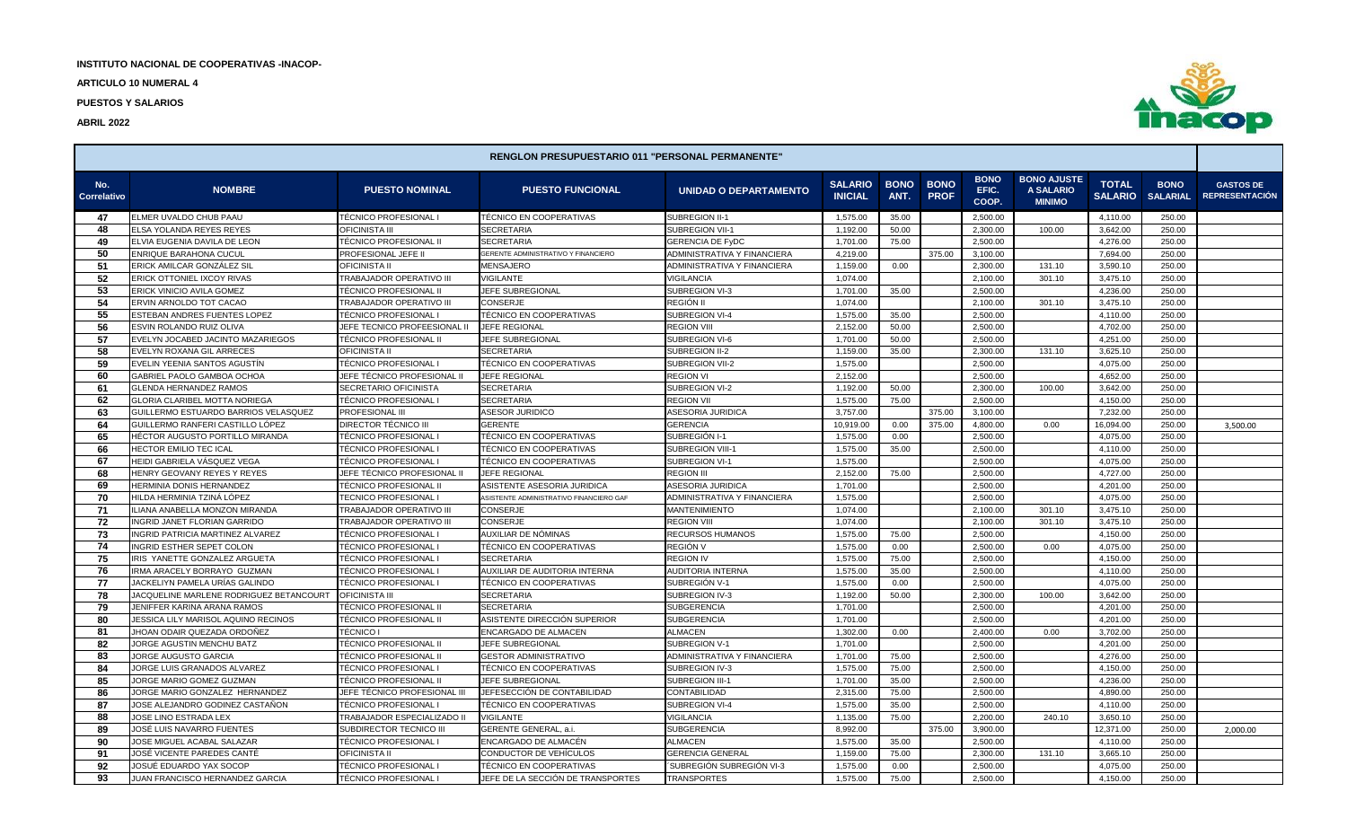**INSTITUTO NACIONAL DE COOPERATIVAS -INACOP-**

**ARTICULO 10 NUMERAL 4**

**PUESTOS Y SALARIOS**

**ABRIL 2022**

| RENGLON PRESUPUESTARIO 011 "PERSONAL PERMANENTE" | | | | | | | | | | | | | |
|---|---|---|---|---|---|---|---|---|---|---|---|---|---|
| No. Correlativo | NOMBRE | PUESTO NOMINAL | PUESTO FUNCIONAL | UNIDAD O DEPARTAMENTO | SALARIO INICIAL | BONO ANT. | BONO PROF | BONO EFIC. COOP. | BONO AJUSTE A SALARIO MINIMO | TOTAL SALARIO | BONO SALARIAL | GASTOS DE REPRESENTACIÓN |
| 47 | ELMER UVALDO CHUB PAAU | TÉCNICO PROFESIONAL I | TÉCNICO EN COOPERATIVAS | SUBREGION II-1 | 1,575.00 | 35.00 | | 2,500.00 | | 4,110.00 | 250.00 | |
| 48 | ELSA YOLANDA REYES REYES | OFICINISTA III | SECRETARIA | SUBREGION VII-1 | 1,192.00 | 50.00 | | 2,300.00 | 100.00 | 3,642.00 | 250.00 | |
| 49 | ELVIA EUGENIA DAVILA DE LEON | TÉCNICO PROFESIONAL II | SECRETARIA | GERENCIA DE FyDC | 1,701.00 | 75.00 | | 2,500.00 | | 4,276.00 | 250.00 | |
| 50 | ENRIQUE BARAHONA CUCUL | PROFESIONAL JEFE II | GERENTE ADMINISTRATIVO Y FINANCIERO | ADMINISTRATIVA Y FINANCIERA | 4,219.00 | | 375.00 | 3,100.00 | | 7,694.00 | 250.00 | |
| 51 | ERICK AMILCAR GONZÁLEZ SIL | OFICINISTA II | MENSAJERO | ADMINISTRATIVA Y FINANCIERA | 1,159.00 | 0.00 | | 2,300.00 | 131.10 | 3,590.10 | 250.00 | |
| 52 | ERICK OTTONIEL IXCOY RIVAS | TRABAJADOR OPERATIVO III | VIGILANTE | VIGILANCIA | 1,074.00 | | | 2,100.00 | 301.10 | 3,475.10 | 250.00 | |
| 53 | ERICK VINICIO AVILA GOMEZ | TÉCNICO PROFESIONAL II | JEFE SUBREGIONAL | SUBREGION VI-3 | 1,701.00 | 35.00 | | 2,500.00 | | 4,236.00 | 250.00 | |
| 54 | ERVIN ARNOLDO TOT CACAO | TRABAJADOR OPERATIVO III | CONSERJE | REGIÓN II | 1,074.00 | | | 2,100.00 | 301.10 | 3,475.10 | 250.00 | |
| 55 | ESTEBAN ANDRES FUENTES LOPEZ | TÉCNICO PROFESIONAL I | TÉCNICO EN COOPERATIVAS | SUBREGION VI-4 | 1,575.00 | 35.00 | | 2,500.00 | | 4,110.00 | 250.00 | |
| 56 | ESVIN ROLANDO RUIZ OLIVA | JEFE TECNICO PROFEESIONAL II | JEFE REGIONAL | REGION VIII | 2,152.00 | 50.00 | | 2,500.00 | | 4,702.00 | 250.00 | |
| 57 | EVELYN JOCABED JACINTO MAZARIEGOS | TÉCNICO PROFESIONAL II | JEFE SUBREGIONAL | SUBREGION VI-6 | 1,701.00 | 50.00 | | 2,500.00 | | 4,251.00 | 250.00 | |
| 58 | EVELYN ROXANA GIL ARRECES | OFICINISTA II | SECRETARIA | SUBREGION II-2 | 1,159.00 | 35.00 | | 2,300.00 | 131.10 | 3,625.10 | 250.00 | |
| 59 | EVELIN YEENIA SANTOS AGUSTÍN | TÉCNICO PROFESIONAL I | TÉCNICO EN COOPERATIVAS | SUBREGION VII-2 | 1,575.00 | | | 2,500.00 | | 4,075.00 | 250.00 | |
| 60 | GABRIEL PAOLO GAMBOA OCHOA | JEFE TÉCNICO PROFESIONAL II | JEFE REGIONAL | REGION VI | 2,152.00 | | | 2,500.00 | | 4,652.00 | 250.00 | |
| 61 | GLENDA HERNANDEZ RAMOS | SECRETARIO OFICINISTA | SECRETARIA | SUBREGION VI-2 | 1,192.00 | 50.00 | | 2,300.00 | 100.00 | 3,642.00 | 250.00 | |
| 62 | GLORIA CLARIBEL MOTTA NORIEGA | TÉCNICO PROFESIONAL I | SECRETARIA | REGION VII | 1,575.00 | 75.00 | | 2,500.00 | | 4,150.00 | 250.00 | |
| 63 | GUILLERMO ESTUARDO BARRIOS VELASQUEZ | PROFESIONAL III | ASESOR JURIDICO | ASESORIA JURIDICA | 3,757.00 | | 375.00 | 3,100.00 | | 7,232.00 | 250.00 | |
| 64 | GUILLERMO RANFERI CASTILLO LÓPEZ | DIRECTOR TÉCNICO III | GERENTE | GERENCIA | 10,919.00 | 0.00 | 375.00 | 4,800.00 | 0.00 | 16,094.00 | 250.00 | 3,500.00 |
| 65 | HÉCTOR AUGUSTO PORTILLO MIRANDA | TÉCNICO PROFESIONAL I | TÉCNICO EN COOPERATIVAS | SUBREGIÓN I-1 | 1,575.00 | 0.00 | | 2,500.00 | | 4,075.00 | 250.00 | |
| 66 | HECTOR EMILIO TEC ICAL | TÉCNICO PROFESIONAL I | TÉCNICO EN COOPERATIVAS | SUBREGION VIII-1 | 1,575.00 | 35.00 | | 2,500.00 | | 4,110.00 | 250.00 | |
| 67 | HEIDI GABRIELA VÁSQUEZ VEGA | TÉCNICO PROFESIONAL I | TÉCNICO EN COOPERATIVAS | SUBREGION VI-1 | 1,575.00 | | | 2,500.00 | | 4,075.00 | 250.00 | |
| 68 | HENRY GEOVANY REYES Y REYES | JEFE TÉCNICO PROFESIONAL II | JEFE REGIONAL | REGION III | 2,152.00 | 75.00 | | 2,500.00 | | 4,727.00 | 250.00 | |
| 69 | HERMINIA DONIS HERNANDEZ | TÉCNICO PROFESIONAL II | ASISTENTE ASESORIA JURIDICA | ASESORIA JURIDICA | 1,701.00 | | | 2,500.00 | | 4,201.00 | 250.00 | |
| 70 | HILDA HERMINIA TZINÁ LÓPEZ | TECNICO PROFESIONAL I | ASISTENTE ADMINISTRATIVO FINANCIERO GAF | ADMINISTRATIVA Y FINANCIERA | 1,575.00 | | | 2,500.00 | | 4,075.00 | 250.00 | |
| 71 | ILIANA ANABELLA MONZON MIRANDA | TRABAJADOR OPERATIVO III | CONSERJE | MANTENIMIENTO | 1,074.00 | | | 2,100.00 | 301.10 | 3,475.10 | 250.00 | |
| 72 | INGRID JANET FLORIAN GARRIDO | TRABAJADOR OPERATIVO III | CONSERJE | REGION VIII | 1,074.00 | | | 2,100.00 | 301.10 | 3,475.10 | 250.00 | |
| 73 | INGRID PATRICIA MARTINEZ ALVAREZ | TÉCNICO PROFESIONAL I | AUXILIAR DE NÓMINAS | RECURSOS HUMANOS | 1,575.00 | 75.00 | | 2,500.00 | | 4,150.00 | 250.00 | |
| 74 | INGRID ESTHER SEPET COLON | TÉCNICO PROFESIONAL I | TÉCNICO EN COOPERATIVAS | REGIÓN V | 1,575.00 | 0.00 | | 2,500.00 | 0.00 | 4,075.00 | 250.00 | |
| 75 | IRIS YANETTE GONZALEZ ARGUETA | TÉCNICO PROFESIONAL I | SECRETARIA | REGION IV | 1,575.00 | 75.00 | | 2,500.00 | | 4,150.00 | 250.00 | |
| 76 | IRMA ARACELY BORRAYO GUZMAN | TÉCNICO PROFESIONAL I | AUXILIAR DE AUDITORIA INTERNA | AUDITORIA INTERNA | 1,575.00 | 35.00 | | 2,500.00 | | 4,110.00 | 250.00 | |
| 77 | JACKELIYN PAMELA URÍAS GALINDO | TÉCNICO PROFESIONAL I | TÉCNICO EN COOPERATIVAS | SUBREGIÓN V-1 | 1,575.00 | 0.00 | | 2,500.00 | | 4,075.00 | 250.00 | |
| 78 | JACQUELINE MARLENE RODRIGUEZ BETANCOURT | OFICINISTA III | SECRETARIA | SUBREGION IV-3 | 1,192.00 | 50.00 | | 2,300.00 | 100.00 | 3,642.00 | 250.00 | |
| 79 | JENIFFER KARINA ARANA RAMOS | TÉCNICO PROFESIONAL II | SECRETARIA | SUBGERENCIA | 1,701.00 | | | 2,500.00 | | 4,201.00 | 250.00 | |
| 80 | JESSICA LILY MARISOL AQUINO RECINOS | TÉCNICO PROFESIONAL II | ASISTENTE DIRECCIÓN SUPERIOR | SUBGERENCIA | 1,701.00 | | | 2,500.00 | | 4,201.00 | 250.00 | |
| 81 | JHOAN ODAIR QUEZADA ORDOÑEZ | TÉCNICO I | ENCARGADO DE ALMACEN | ALMACEN | 1,302.00 | 0.00 | | 2,400.00 | 0.00 | 3,702.00 | 250.00 | |
| 82 | JORGE AGUSTIN MENCHU BATZ | TÉCNICO PROFESIONAL II | JEFE SUBREGIONAL | SUBREGION V-1 | 1,701.00 | | | 2,500.00 | | 4,201.00 | 250.00 | |
| 83 | JORGE AUGUSTO GARCIA | TÉCNICO PROFESIONAL II | GESTOR ADMINISTRATIVO | ADMINISTRATIVA Y FINANCIERA | 1,701.00 | 75.00 | | 2,500.00 | | 4,276.00 | 250.00 | |
| 84 | JORGE LUIS GRANADOS ALVAREZ | TÉCNICO PROFESIONAL I | TÉCNICO EN COOPERATIVAS | SUBREGION IV-3 | 1,575.00 | 75.00 | | 2,500.00 | | 4,150.00 | 250.00 | |
| 85 | JORGE MARIO GOMEZ GUZMAN | TÉCNICO PROFESIONAL II | JEFE SUBREGIONAL | SUBREGION III-1 | 1,701.00 | 35.00 | | 2,500.00 | | 4,236.00 | 250.00 | |
| 86 | JORGE MARIO GONZALEZ HERNANDEZ | JEFE TÉCNICO PROFESIONAL III | JEFESECCIÓN DE CONTABILIDAD | CONTABILIDAD | 2,315.00 | 75.00 | | 2,500.00 | | 4,890.00 | 250.00 | |
| 87 | JOSE ALEJANDRO GODINEZ CASTAÑON | TÉCNICO PROFESIONAL I | TÉCNICO EN COOPERATIVAS | SUBREGION VI-4 | 1,575.00 | 35.00 | | 2,500.00 | | 4,110.00 | 250.00 | |
| 88 | JOSE LINO ESTRADA LEX | TRABAJADOR ESPECIALIZADO II | VIGILANTE | VIGILANCIA | 1,135.00 | 75.00 | | 2,200.00 | 240.10 | 3,650.10 | 250.00 | |
| 89 | JOSÉ LUIS NAVARRO FUENTES | SUBDIRECTOR TECNICO III | GERENTE GENERAL, a.i. | SUBGERENCIA | 8,992.00 | | 375.00 | 3,900.00 | | 12,371.00 | 250.00 | 2,000.00 |
| 90 | JOSE MIGUEL ACABAL SALAZAR | TÉCNICO PROFESIONAL I | ENCARGADO DE ALMACÉN | ALMACEN | 1,575.00 | 35.00 | | 2,500.00 | | 4,110.00 | 250.00 | |
| 91 | JOSÉ VICENTE PAREDES CANTÉ | OFICINISTA II | CONDUCTOR DE VEHÍCULOS | GERENCIA GENERAL | 1,159.00 | 75.00 | | 2,300.00 | 131.10 | 3,665.10 | 250.00 | |
| 92 | JOSUÉ EDUARDO YAX SOCOP | TÉCNICO PROFESIONAL I | TÉCNICO EN COOPERATIVAS | ´SUBREGIÓN SUBREGIÓN VI-3 | 1,575.00 | 0.00 | | 2,500.00 | | 4,075.00 | 250.00 | |
| 93 | JUAN FRANCISCO HERNANDEZ GARCIA | TÉCNICO PROFESIONAL I | JEFE DE LA SECCIÓN DE TRANSPORTES | TRANSPORTES | 1,575.00 | 75.00 | | 2,500.00 | | 4,150.00 | 250.00 | |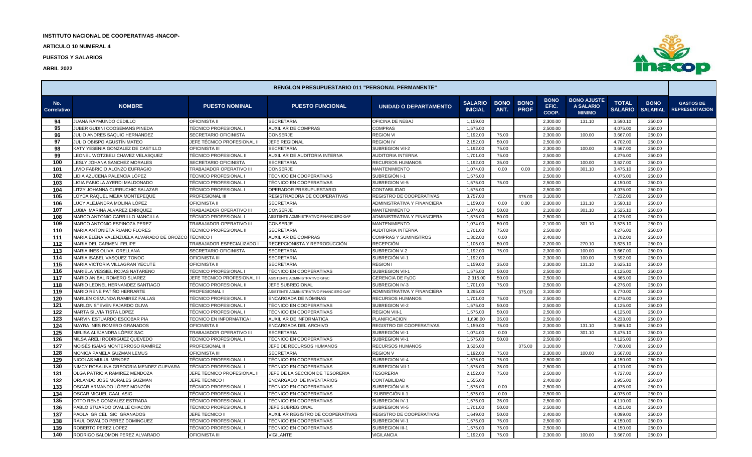**INSTITUTO NACIONAL DE COOPERATIVAS -INACOP-**

**ARTICULO 10 NUMERAL 4**

**PUESTOS Y SALARIOS**

**ABRIL 2022**

| RENGLON PRESUPUESTARIO 011 "PERSONAL PERMANENTE" | | | | | | | | | | | | | |
|---|---|---|---|---|---|---|---|---|---|---|---|---|---|
| No. Correlativo | NOMBRE | PUESTO NOMINAL | PUESTO FUNCIONAL | UNIDAD O DEPARTAMENTO | SALARIO INICIAL | BONO ANT. | BONO PROF | BONO EFIC. COOP. | BONO AJUSTE A SALARIO MINIMO | TOTAL SALARIO | BONO SALARIAL | GASTOS DE REPRESENTACIÓN |
| 94 | JUANA RAYMUNDO CEDILLO | OFICINISTA II | SECRETARIA | OFICINA DE NEBAJ | 1,159.00 | | | 2,300.00 | 131.10 | 3,590.10 | 250.00 | |
| 95 | JUBER GUDINI COOSEMANS PINEDA | TÉCNICO PROFESIONAL I | AUXILIAR DE COMPRAS | COMPRAS | 1,575.00 | | | 2,500.00 | | 4,075.00 | 250.00 | |
| 96 | JULIO ANDRES SAQUIC HERNANDEZ | SECRETARIO OFICINISTA | CONSERJE | REGION VI | 1,192.00 | 75.00 | | 2,300.00 | 100.00 | 3,667.00 | 250.00 | |
| 97 | JULIO OBISPO AGUSTÍN MATEO | JEFE TÉCNICO PROFESIONAL II | JEFE REGIONAL | REGION IV | 2,152.00 | 50.00 | | 2,500.00 | | 4,702.00 | 250.00 | |
| 98 | KATY YESENIA GONZALEZ DE CASTILLO | OFICINISTA III | SECRETARIA | SUBREGION VII-2 | 1,192.00 | 75.00 | | 2,300.00 | 100.00 | 3,667.00 | 250.00 | |
| 99 | LEONEL WOTZBELI CHAVEZ VELASQUEZ | TÉCNICO PROFESIONAL II | AUXILIAR DE AUDITORIA INTERNA | AUDITORIA INTERNA | 1,701.00 | 75.00 | | 2,500.00 | | 4,276.00 | 250.00 | |
| 100 | LESLY JOHANA SANCHEZ MORALES | SECRETARIO OFICINISTA | SECRETARIA | RECURSOS HUMANOS | 1,192.00 | 35.00 | | 2,300.00 | 100.00 | 3,627.00 | 250.00 | |
| 101 | LIVIO FABRICIO ALONZO EUFRAGIO | TRABAJADOR OPERATIVO III | CONSERJE | MANTENIMIENTO | 1,074.00 | 0.00 | 0.00 | 2,100.00 | 301.10 | 3,475.10 | 250.00 | |
| 102 | LIDIA AZUCENA PALENCIA LÓPEZ | TÉCNICO PROFESIONAL I | TÉCNICO EN COOPERATIVAS | SUBREGIÓN I-1 | 1,575.00 | | | 2,500.00 | | 4,075.00 | 250.00 | |
| 103 | LIGIA FABIOLA AYERDI MALDONADO | TÉCNICO PROFESIONAL I | TÉCNICO EN COOPERATIVAS | SUBREGION VI-5 | 1,575.00 | 75.00 | | 2,500.00 | | 4,150.00 | 250.00 | |
| 104 | LITZY JOHANNA CURRUCHIC SALAZAR | TÉCNICO PROFESIONAL I | OPERADOR PRESUPUESTARIO | CONTABILIDAD | 1,575.00 | | | 2,500.00 | | 4,075.00 | 250.00 | |
| 105 | LOYDA RAQUEL MEJIA MONTEPEQUE | PROFESIONAL III | REGISTRADORA DE COOPERATIVAS | REGISTRO DE COOPERATIVAS | 3,757.00 | | 375.00 | 3,100.00 | | 7,232.00 | 250.00 | |
| 106 | LUCY ALEJANDRA MOLINA LÓPEZ | OFICINISTA II | SECRETARIA | ADMINISTRATIVA Y FINANCIERA | 1,159.00 | 0.00 | 0.00 | 2,300.00 | 131.10 | 3,590.10 | 250.00 | |
| 107 | LUBIA MARINA ALVAREZ ENRIQUEZ | TRABAJADOR OPERATIVO III | CONSERJE | MANTENIMIENTO | 1,074.00 | 50.00 | | 2,100.00 | 301.10 | 3,525.10 | 250.00 | |
| 108 | MARCO ANTONIO CARRILLO MANCILLA | TÉCNICO PROFESIONAL I | ASISTENTE ADMINISTRATIVO FINANCIERO GAF | ADMINISTRATIVA Y FINANCIERA | 1,575.00 | 50.00 | | 2,500.00 | | 4,125.00 | 250.00 | |
| 109 | MARCO ANTONIO ESPINOZA PEREZ | TRABAJADOR OPERATIVO III | CONSERJE | MANTENIMIENTO | 1,074.00 | 50.00 | | 2,100.00 | 301.10 | 3,525.10 | 250.00 | |
| 110 | MARIA ANTONIETA RUANO FLORES | TÉCNICO PROFESIONAL II | SECRETARIA | AUDITORIA INTERNA | 1,701.00 | 75.00 | | 2,500.00 | | 4,276.00 | 250.00 | |
| 111 | MARIA ELENA VALENZUELA ALVARADO DE OROZCO | TÉCNICO I | AUXILIAR DE COMPRAS | COMPRAS Y SUMINISTROS | 1,302.00 | 0.00 | | 2,400.00 | | 3,702.00 | 250.00 | |
| 112 | MARIA DEL CARMEN FELIPE | TRABAJADOR ESPECIALIZADO I | RECEPCIONISTA Y REPRODUCCIÓN | RECEPCIÓN | 1,105.00 | 50.00 | | 2,200.00 | 270.10 | 3,625.10 | 250.00 | |
| 113 | MARIA INES OLIVA ORELLANA | SECRETARIO OFICINISTA | SECRETARIA | SUBREGION V-2 | 1,192.00 | 75.00 | | 2,300.00 | 100.00 | 3,667.00 | 250.00 | |
| 114 | MARIA ISABEL VASQUEZ TONOC | OFICINISTA III | SECRETARIA | SUBREGIÓN VI-1 | 1,192.00 | | | 2,300.00 | 100.00 | 3,592.00 | 250.00 | |
| 115 | MARIA VICTORIA VILLAGRAN YECUTE | OFICINISTA II | SECRETARIA | REGION I | 1,159.00 | 35.00 | | 2,300.00 | 131.10 | 3,625.10 | 250.00 | |
| 116 | MARIELA YESSIEL ROJAS NATARENO | TÉCNICO PROFESIONAL I | TÉCNICO EN COOPERATIVAS | SUBREGION VII-1 | 1,575.00 | 50.00 | | 2,500.00 | | 4,125.00 | 250.00 | |
| 117 | MARIO ANIBAL ROMERO SUAREZ | JEFE TECNICO PROFESIONAL III | ASISTENTE ADMINISTRATIVO GFyC | GERENCIA DE FyDC | 2,315.00 | 50.00 | | 2,500.00 | | 4,865.00 | 250.00 | |
| 118 | MARIO LEONEL HERNANDEZ SANTIAGO | TÉCNICO PROFESIONAL II | JEFE SUBREGIONAL | SUBREGION IV-3 | 1,701.00 | 75.00 | | 2,500.00 | | 4,276.00 | 250.00 | |
| 119 | MARIO RENE PATIÑO HERRARTE | PROFESIONAL I | ASISTENTE ADMINISTRATIVO FINANCIERO GAF | ADMINISTRATIVA Y FINANCIERA | 3,295.00 | | 375.00 | 3,100.00 | | 6,770.00 | 250.00 | |
| 120 | MARLEN OSMUNDA RAMIREZ FALLAS | TÉCNICO PROFESIONAL II | ENCARGADA DE NÓMINAS | RECURSOS HUMANOS | 1,701.00 | 75.00 | | 2,500.00 | | 4,276.00 | 250.00 | |
| 121 | MARLON STEVEN FAJARDO OLIVA | TÉCNICO PROFESIONAL I | TÉCNICO EN COOPERATIVAS | SUBREGION VI-2 | 1,575.00 | 50.00 | | 2,500.00 | | 4,125.00 | 250.00 | |
| 122 | MARTA SILVIA TISTA LOPEZ | TÉCNICO PROFESIONAL I | TÉCNICO EN COOPERATIVAS | REGION VIII-1 | 1,575.00 | 50.00 | | 2,500.00 | | 4,125.00 | 250.00 | |
| 123 | MARVIN ESTUARDO ESCOBAR PIA | TECNICO EN INFORMATICA I | AUXILIAR DE INFORMATICA | PLANIFICACION | 1,698.00 | 35.00 | | 2,500.00 | | 4,233.00 | 250.00 | |
| 124 | MAYRA INES ROMERO GRANADOS | OFICINISTA II | ENCARGADA DEL ARCHIVO | REGISTRO DE COOPERATIVAS | 1,159.00 | 75.00 | | 2,300.00 | 131.10 | 3,665.10 | 250.00 | |
| 125 | MELISA ALEJANDRA LÓPEZ SAC | TRABAJADOR OPERATIVO III | SECRETARIA | SUBREGIÓN VI-1 | 1,074.00 | 0.00 | | 2,100.00 | 301.10 | 3,475.10 | 250.00 | |
| 126 | MILSA ARELI RODRIGUEZ QUEVEDO | TÉCNICO PROFESIONAL I | TÉCNICO EN COOPERATIVAS | SUBREGION VI-1 | 1,575.00 | 50.00 | | 2,500.00 | | 4,125.00 | 250.00 | |
| 127 | MOISÉS ISAÍAS MONTERROSO RAMÍREZ | PROFESIONAL II | JEFE DE RECURSOS HUMANOS | RECURSOS HUMANOS | 3,525.00 | | 375.00 | 3,100.00 | | 7,000.00 | 250.00 | |
| 128 | MONICA PAMELA GUZMAN LEMUS | OFICINISTA III | SECRETARIA | REGION V | 1,192.00 | 75.00 | | 2,300.00 | 100.00 | 3,667.00 | 250.00 | |
| 129 | NICOLAS MULUL MENDEZ | TÉCNICO PROFESIONAL I | TÉCNICO EN COOPERATIVAS | SUBREGION VI-4 | 1,575.00 | 75.00 | | 2,500.00 | | 4,150.00 | 250.00 | |
| 130 | NIMCY ROSALINA GREOGRIA MENDEZ GUEVARA | TÉCNICO PROFESIONAL I | TÉCNICO EN COOPERATIVAS | SUBREGION VII-1 | 1,575.00 | 35.00 | | 2,500.00 | | 4,110.00 | 250.00 | |
| 131 | OLGA PATRICIA RAMIREZ MENDOZA | JEFE TÉCNICO PROFESIONAL II | JEFE DE LA SECCIÓN DE TESORERIA | TESORERIA | 2,152.00 | 75.00 | | 2,500.00 | | 4,727.00 | 250.00 | |
| 132 | ORLANDO JOSÉ MORALES GUZMÁN | JEFE TÉCNICO I | ENCARGADO DE INVENTARIOS | CONTABILIDAD | 1,555.00 | | | 2,400.00 | | 3,955.00 | 250.00 | |
| 133 | OSCAR ARMANDO LÓPEZ MONZÓN | TÉCNICO PROFESIONAL I | TÉCNICO EN COOPERATIVAS | SUBREGIÓN VI-5 | 1,575.00 | 0.00 | | 2,500.00 | | 4,075.00 | 250.00 | |
| 134 | OSCAR MIGUEL CAAL ASIG | TÉCNICO PROFESIONAL I | TÉCNICO EN COOPERATIVAS | ´SUBREGIÓN II-1 | 1,575.00 | 0.00 | | 2,500.00 | | 4,075.00 | 250.00 | |
| 135 | OTTO RENE GONZALEZ ESTRADA | TÉCNICO PROFESIONAL I | TÉCNICO EN COOPERATIVAS | SUBREGION IV-1 | 1,575.00 | 35.00 | | 2,500.00 | | 4,110.00 | 250.00 | |
| 136 | PABLO STUARDO OVALLE CHACÓN | TÉCNICO PROFESIONAL II | JEFE SUBREGIONAL | SUBREGION VI-5 | 1,701.00 | 50.00 | | 2,500.00 | | 4,251.00 | 250.00 | |
| 137 | PAOLA GRICEL SIC GRANADOS | JEFE TECNICO II | AUXILIAR REGISTRO DE COOPERATIVAS | REGISTRO DE COOPERATIVAS | 1,649.00 | 50.00 | | 2,400.00 | | 4,099.00 | 250.00 | |
| 138 | RAUL OSVALDO PEREZ DOMINGUEZ | TÉCNICO PROFESIONAL I | TÉCNICO EN COOPERATIVAS | SUBREGION VI-1 | 1,575.00 | 75.00 | | 2,500.00 | | 4,150.00 | 250.00 | |
| 139 | ROBERTO PEREZ LOPEZ | TÉCNICO PROFESIONAL I | TÉCNICO EN COOPERATIVAS | SUBREGION III-1 | 1,575.00 | 75.00 | | 2,500.00 | | 4,150.00 | 250.00 | |
| 140 | RODRIGO SALOMON PEREZ ALVARADO | OFICINISTA III | VIGILANTE | VIGILANCIA | 1,192.00 | 75.00 | | 2,300.00 | 100.00 | 3,667.00 | 250.00 | |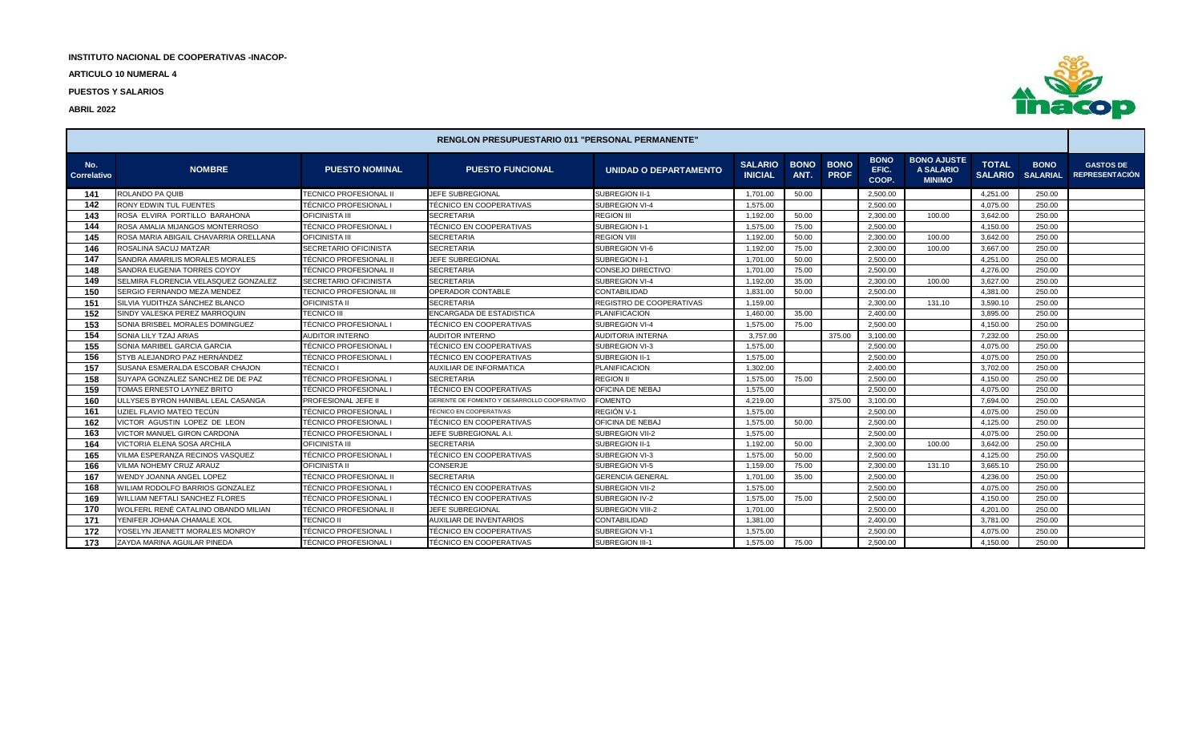**INSTITUTO NACIONAL DE COOPERATIVAS -INACOP-**

**ARTICULO 10 NUMERAL 4**

**PUESTOS Y SALARIOS**

**ABRIL 2022**

| RENGLON PRESUPUESTARIO 011 "PERSONAL PERMANENTE" | | | | | | | | | | | | | |
|---|---|---|---|---|---|---|---|---|---|---|---|---|---|
| No. Correlativo | NOMBRE | PUESTO NOMINAL | PUESTO FUNCIONAL | UNIDAD O DEPARTAMENTO | SALARIO INICIAL | BONO ANT. | BONO PROF | BONO EFIC. COOP. | BONO AJUSTE A SALARIO MINIMO | TOTAL SALARIO | BONO SALARIAL | GASTOS DE REPRESENTACIÓN |
| 141 | ROLANDO PA QUIB | TECNICO PROFESIONAL II | JEFE SUBREGIONAL | SUBREGION II-1 | 1,701.00 | 50.00 | | 2,500.00 | | 4,251.00 | 250.00 | |
| 142 | RONY EDWIN TUL FUENTES | TÉCNICO PROFESIONAL I | TÉCNICO EN COOPERATIVAS | SUBREGION VI-4 | 1,575.00 | | | 2,500.00 | | 4,075.00 | 250.00 | |
| 143 | ROSA ELVIRA PORTILLO BARAHONA | OFICINISTA III | SECRETARIA | REGION III | 1,192.00 | 50.00 | | 2,300.00 | 100.00 | 3,642.00 | 250.00 | |
| 144 | ROSA AMALIA MIJANGOS MONTERROSO | TÉCNICO PROFESIONAL I | TÉCNICO EN COOPERATIVAS | SUBREGION I-1 | 1,575.00 | 75.00 | | 2,500.00 | | 4,150.00 | 250.00 | |
| 145 | ROSA MARIA ABIGAIL CHAVARRIA ORELLANA | OFICINISTA III | SECRETARIA | REGION VIII | 1,192.00 | 50.00 | | 2,300.00 | 100.00 | 3,642.00 | 250.00 | |
| 146 | ROSALINA SACUJ MATZAR | SECRETARIO OFICINISTA | SECRETARIA | SUBREGION VI-6 | 1,192.00 | 75.00 | | 2,300.00 | 100.00 | 3,667.00 | 250.00 | |
| 147 | SANDRA AMARILIS MORALES MORALES | TÉCNICO PROFESIONAL II | JEFE SUBREGIONAL | SUBREGION I-1 | 1,701.00 | 50.00 | | 2,500.00 | | 4,251.00 | 250.00 | |
| 148 | SANDRA EUGENIA TORRES COYOY | TÉCNICO PROFESIONAL II | SECRETARIA | CONSEJO DIRECTIVO | 1,701.00 | 75.00 | | 2,500.00 | | 4,276.00 | 250.00 | |
| 149 | SELMIRA FLORENCIA VELASQUEZ GONZALEZ | SECRETARIO OFICINISTA | SECRETARIA | SUBREGION VI-4 | 1,192.00 | 35.00 | | 2,300.00 | 100.00 | 3,627.00 | 250.00 | |
| 150 | SERGIO FERNANDO MEZA MENDEZ | TECNICO PROFESIONAL III | OPERADOR CONTABLE | CONTABILIDAD | 1,831.00 | 50.00 | | 2,500.00 | | 4,381.00 | 250.00 | |
| 151 | SILVIA YUDITHZA SÁNCHEZ BLANCO | OFICINISTA II | SECRETARIA | REGISTRO DE COOPERATIVAS | 1,159.00 | | | 2,300.00 | 131.10 | 3,590.10 | 250.00 | |
| 152 | SINDY VALESKA PEREZ MARROQUIN | TECNICO III | ENCARGADA DE ESTADISTICA | PLANIFICACION | 1,460.00 | 35.00 | | 2,400.00 | | 3,895.00 | 250.00 | |
| 153 | SONIA BRISBEL MORALES DOMINGUEZ | TÉCNICO PROFESIONAL I | TÉCNICO EN COOPERATIVAS | SUBREGION VI-4 | 1,575.00 | 75.00 | | 2,500.00 | | 4,150.00 | 250.00 | |
| 154 | SONIA LILY TZAJ ARIAS | AUDITOR INTERNO | AUDITOR INTERNO | AUDITORIA INTERNA | 3,757.00 | | 375.00 | 3,100.00 | | 7,232.00 | 250.00 | |
| 155 | SONIA MARIBEL GARCIA GARCIA | TÉCNICO PROFESIONAL I | TÉCNICO EN COOPERATIVAS | SUBREGION VI-3 | 1,575.00 | | | 2,500.00 | | 4,075.00 | 250.00 | |
| 156 | STYB ALEJANDRO PAZ HERNÁNDEZ | TÉCNICO PROFESIONAL I | TÉCNICO EN COOPERATIVAS | SUBREGION II-1 | 1,575.00 | | | 2,500.00 | | 4,075.00 | 250.00 | |
| 157 | SUSANA ESMERALDA ESCOBAR CHAJON | TÉCNICO I | AUXILIAR DE INFORMATICA | PLANIFICACION | 1,302.00 | | | 2,400.00 | | 3,702.00 | 250.00 | |
| 158 | SUYAPA GONZALEZ SANCHEZ DE DE PAZ | TÉCNICO PROFESIONAL I | SECRETARIA | REGION II | 1,575.00 | 75.00 | | 2,500.00 | | 4,150.00 | 250.00 | |
| 159 | TOMAS ERNESTO LAYNEZ BRITO | TÉCNICO PROFESIONAL I | TÉCNICO EN COOPERATIVAS | OFICINA DE NEBAJ | 1,575.00 | | | 2,500.00 | | 4,075.00 | 250.00 | |
| 160 | ULLYSES BYRON HANIBAL LEAL CASANGA | PROFESIONAL JEFE II | GERENTE DE FOMENTO Y DESARROLLO COOPERATIVO | FOMENTO | 4,219.00 | | 375.00 | 3,100.00 | | 7,694.00 | 250.00 | |
| 161 | UZIEL FLAVIO MATEO TECÚN | TÉCNICO PROFESIONAL I | TÉCNICO EN COOPERATIVAS | REGIÓN V-1 | 1,575.00 | | | 2,500.00 | | 4,075.00 | 250.00 | |
| 162 | VICTOR AGUSTIN LOPEZ DE LEON | TÉCNICO PROFESIONAL I | TÉCNICO EN COOPERATIVAS | OFICINA DE NEBAJ | 1,575.00 | 50.00 | | 2,500.00 | | 4,125.00 | 250.00 | |
| 163 | VICTOR MANUEL GIRON CARDONA | TÉCNICO PROFESIONAL I | JEFE SUBREGIONAL A.I. | SUBREGION VII-2 | 1,575.00 | | | 2,500.00 | | 4,075.00 | 250.00 | |
| 164 | VICTORIA ELENA SOSA ARCHILA | OFICINISTA III | SECRETARIA | SUBREGION II-1 | 1,192.00 | 50.00 | | 2,300.00 | 100.00 | 3,642.00 | 250.00 | |
| 165 | VILMA ESPERANZA RECINOS VASQUEZ | TÉCNICO PROFESIONAL I | TÉCNICO EN COOPERATIVAS | SUBREGION VI-3 | 1,575.00 | 50.00 | | 2,500.00 | | 4,125.00 | 250.00 | |
| 166 | VILMA NOHEMY CRUZ ARAUZ | OFICINISTA II | CONSERJE | SUBREGION VI-5 | 1,159.00 | 75.00 | | 2,300.00 | 131.10 | 3,665.10 | 250.00 | |
| 167 | WENDY JOANNA ANGEL LOPEZ | TÉCNICO PROFESIONAL II | SECRETARIA | GERENCIA GENERAL | 1,701.00 | 35.00 | | 2,500.00 | | 4,236.00 | 250.00 | |
| 168 | WILIAM RODOLFO BARRIOS GONZALEZ | TÉCNICO PROFESIONAL I | TÉCNICO EN COOPERATIVAS | SUBREGION VII-2 | 1,575.00 | | | 2,500.00 | | 4,075.00 | 250.00 | |
| 169 | WILLIAM NEFTALI SANCHEZ FLORES | TÉCNICO PROFESIONAL I | TÉCNICO EN COOPERATIVAS | SUBREGION IV-2 | 1,575.00 | 75.00 | | 2,500.00 | | 4,150.00 | 250.00 | |
| 170 | WOLFERL RENÉ CATALINO OBANDO MILIAN | TÉCNICO PROFESIONAL II | JEFE SUBREGIONAL | SUBREGION VIII-2 | 1,701.00 | | | 2,500.00 | | 4,201.00 | 250.00 | |
| 171 | YENIFER JOHANA CHAMALE XOL | TECNICO II | AUXILIAR DE INVENTARIOS | CONTABILIDAD | 1,381.00 | | | 2,400.00 | | 3,781.00 | 250.00 | |
| 172 | YOSELYN JEANETT MORALES MONROY | TÉCNICO PROFESIONAL I | TÉCNICO EN COOPERATIVAS | SUBREGION VI-1 | 1,575.00 | | | 2,500.00 | | 4,075.00 | 250.00 | |
| 173 | ZAYDA MARINA AGUILAR PINEDA | TÉCNICO PROFESIONAL I | TÉCNICO EN COOPERATIVAS | SUBREGION III-1 | 1,575.00 | 75.00 | | 2,500.00 | | 4,150.00 | 250.00 | |